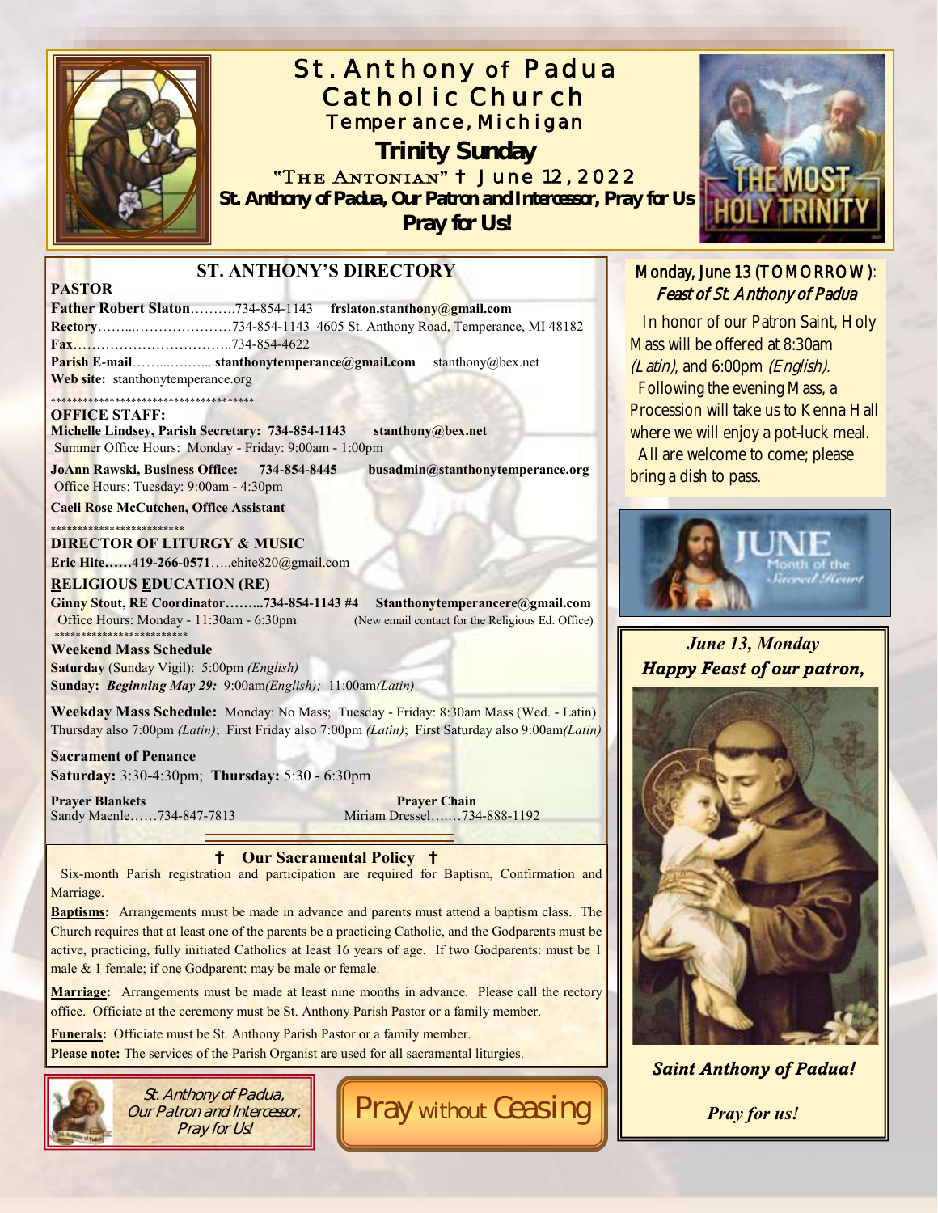# St. Anthony of Padua Catholic Church

## Temperance, Michigan

## Trinity Sunday

"The Antonian" † June 12, 2022

**St. Anthony of Padua, Our Patron and Intercessor, Pray for Us**

**Pray for Us!**

THE MOST HOLY TRINITY

## ST. ANTHONY'S DIRECTORY

**PASTOR**

**Father Robert Slaton**……….734-854-1143 **frslaton.stanthony@gmail.com**

**Rectory**……...…………………734-854-1143 4605 St. Anthony Road, Temperance, MI 48182

**Fax**……………………………..734-854-4622

**Parish E-mail**……...……....**stanthonytemperance@gmail.com** stanthony@bex.net

**Web site:** stanthonytemperance.org

**OFFICE STAFF:**

**Michelle Lindsey, Parish Secretary: 734-854-1143 stanthony@bex.net**

Summer Office Hours: Monday - Friday: 9:00am - 1:00pm

**JoAnn Rawski, Business Office: 734-854-8445 busadmin@stanthonytemperance.org**

Office Hours: Tuesday: 9:00am - 4:30pm

**Caeli Rose McCutchen, Office Assistant**

**DIRECTOR OF LITURGY & MUSIC**

**Eric Hite……419-266-0571**…..ehite820@gmail.com

**RELIGIOUS EDUCATION (RE)**

**Ginny Stout, RE Coordinator……...734-854-1143 #4 Stanthonytemperancere@gmail.com**

Office Hours: Monday - 11:30am - 6:30pm (New email contact for the Religious Ed. Office)

**Weekend Mass Schedule**

**Saturday** (Sunday Vigil): 5:00pm *(English)*

**Sunday:** ***Beginning May 29:*** 9:00am*(English);* 11:00am*(Latin)*

**Weekday Mass Schedule:** Monday: No Mass; Tuesday - Friday: 8:30am Mass (Wed. - Latin)
Thursday also 7:00pm *(Latin)*; First Friday also 7:00pm *(Latin)*; First Saturday also 9:00am*(Latin)*

**Sacrament of Penance**

**Saturday:** 3:30-4:30pm; **Thursday:** 5:30 - 6:30pm

**Prayer Blankets**
Sandy Maenle……734-847-7813

**Prayer Chain**
Miriam Dressel….…734-888-1192

## † Our Sacramental Policy †

Six-month Parish registration and participation are required for Baptism, Confirmation and Marriage.

**Baptisms:** Arrangements must be made in advance and parents must attend a baptism class. The Church requires that at least one of the parents be a practicing Catholic, and the Godparents must be active, practicing, fully initiated Catholics at least 16 years of age. If two Godparents: must be 1 male & 1 female; if one Godparent: may be male or female.

**Marriage:** Arrangements must be made at least nine months in advance. Please call the rectory office. Officiate at the ceremony must be St. Anthony Parish Pastor or a family member.

**Funerals:** Officiate must be St. Anthony Parish Pastor or a family member.

**Please note:** The services of the Parish Organist are used for all sacramental liturgies.

*St. Anthony of Padua, Our Patron and Intercessor, Pray for Us!*

Pray without Ceasing

## Monday, June 13 (TOMORROW): *Feast of St. Anthony of Padua*

In honor of our Patron Saint, Holy Mass will be offered at 8:30am *(Latin)*, and 6:00pm *(English)*.

Following the evening Mass, a Procession will take us to Kenna Hall where we will enjoy a pot-luck meal.

All are welcome to come; please bring a dish to pass.

JUNE Month of the Sacred Heart

***June 13, Monday***

***Happy Feast of our patron,***

***Saint Anthony of Padua!***

***Pray for us!***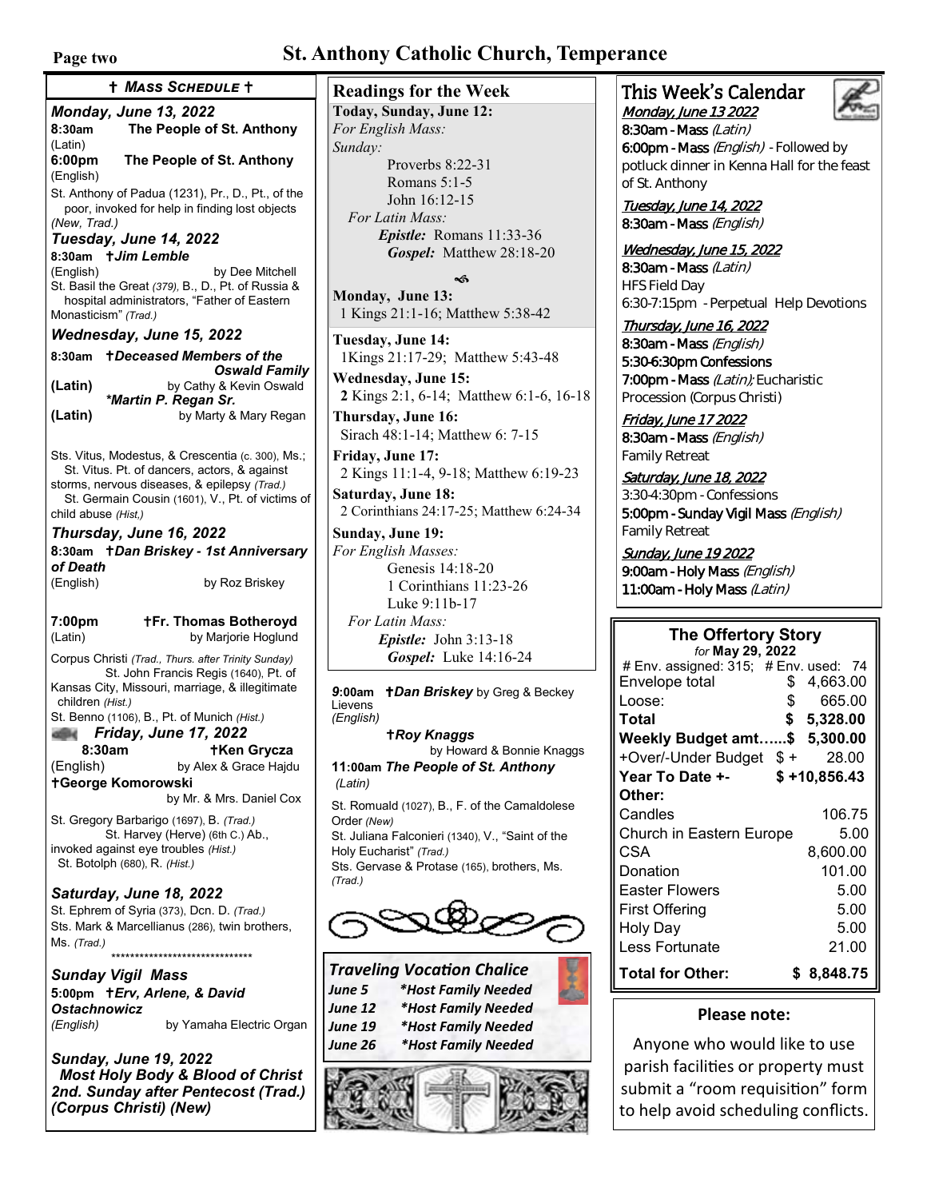# St. Anthony Catholic Church, Temperance

## † Mass Schedule †

***Monday, June 13, 2022***

**8:30am** **The People of St. Anthony**
(Latin)

**6:00pm** **The People of St. Anthony**
(English)

St. Anthony of Padua (1231), Pr., D., Pt., of the poor, invoked for help in finding lost objects *(New, Trad.)*

***Tuesday, June 14, 2022***

**8:30am** ***†Jim Lemble***
(English) by Dee Mitchell

St. Basil the Great *(379)*, B., D., Pt. of Russia & hospital administrators, "Father of Eastern Monasticism" *(Trad.)*

***Wednesday, June 15, 2022***

**8:30am** ***†Deceased Members of the Oswald Family***
**(Latin)** by Cathy & Kevin Oswald

***\*Martin P. Regan Sr.***
**(Latin)** by Marty & Mary Regan

Sts. Vitus, Modestus, & Crescentia (c. 300), Ms.; St. Vitus. Pt. of dancers, actors, & against storms, nervous diseases, & epilepsy *(Trad.)*
St. Germain Cousin (1601), V., Pt. of victims of child abuse *(Hist.)*

***Thursday, June 16, 2022***

**8:30am** ***†Dan Briskey - 1st Anniversary of Death***
(English) by Roz Briskey

**7:00pm** **†Fr. Thomas Botheroyd**
(Latin) by Marjorie Hoglund

Corpus Christi *(Trad., Thurs. after Trinity Sunday)*
St. John Francis Regis (1640), Pt. of Kansas City, Missouri, marriage, & illegitimate children *(Hist.)*
St. Benno (1106), B., Pt. of Munich *(Hist.)*

***Friday, June 17, 2022***

**8:30am** **†Ken Grycza**
(English) by Alex & Grace Hajdu

**†George Komorowski**
by Mr. & Mrs. Daniel Cox

St. Gregory Barbarigo (1697), B. *(Trad.)*
St. Harvey (Herve) (6th C.) Ab., invoked against eye troubles *(Hist.)*
St. Botolph (680), R. *(Hist.)*

***Saturday, June 18, 2022***

St. Ephrem of Syria (373), Dcn. D. *(Trad.)*
Sts. Mark & Marcellianus (286), twin brothers, Ms. *(Trad.)*

\*\*\*\*\*\*\*\*\*\*\*\*\*\*\*\*\*\*\*\*\*\*\*\*\*\*\*\*\*\*

***Sunday Vigil Mass***

**5:00pm** ***†Erv, Arlene, & David Ostachnowicz***
*(English)* by Yamaha Electric Organ

***Sunday, June 19, 2022***
***Most Holy Body & Blood of Christ***
***2nd. Sunday after Pentecost (Trad.)***
***(Corpus Christi) (New)***

**9:00am** ***†Dan Briskey*** by Greg & Beckey Lievens
*(English)*

***†Roy Knaggs*** by Howard & Bonnie Knaggs

**11:00am** ***The People of St. Anthony***
*(Latin)*

St. Romuald (1027), B., F. of the Camaldolese Order *(New)*
St. Juliana Falconieri (1340), V., "Saint of the Holy Eucharist" *(Trad.)*
Sts. Gervase & Protase (165), brothers, Ms. *(Trad.)*

## Readings for the Week

**Today, Sunday, June 12:**
*For English Mass:*
*Sunday:*
Proverbs 8:22-31
Romans 5:1-5
John 16:12-15
*For Latin Mass:*
***Epistle:*** Romans 11:33-36
***Gospel:*** Matthew 28:18-20

**Monday, June 13:**
1 Kings 21:1-16; Matthew 5:38-42

**Tuesday, June 14:**
1Kings 21:17-29; Matthew 5:43-48

**Wednesday, June 15:**
2 Kings 2:1, 6-14; Matthew 6:1-6, 16-18

**Thursday, June 16:**
Sirach 48:1-14; Matthew 6: 7-15

**Friday, June 17:**
2 Kings 11:1-4, 9-18; Matthew 6:19-23

**Saturday, June 18:**
2 Corinthians 24:17-25; Matthew 6:24-34

**Sunday, June 19:**
*For English Masses:*
Genesis 14:18-20
1 Corinthians 11:23-26
Luke 9:11b-17
*For Latin Mass:*
***Epistle:*** John 3:13-18
***Gospel:*** Luke 14:16-24

## Traveling Vocation Chalice

***June 5*** ***\*Host Family Needed***
***June 12*** ***\*Host Family Needed***
***June 19*** ***\*Host Family Needed***
***June 26*** ***\*Host Family Needed***

## This Week's Calendar

***Monday, June 13 2022***
8:30am - Mass *(Latin)*
6:00pm - Mass *(English)* - Followed by potluck dinner in Kenna Hall for the feast of St. Anthony

***Tuesday, June 14, 2022***
8:30am - Mass *(English)*

***Wednesday, June 15, 2022***
8:30am - Mass *(Latin)*
HFS Field Day
6:30-7:15pm - Perpetual Help Devotions

***Thursday, June 16, 2022***
8:30am - Mass *(English)*
5:30-6:30pm Confessions
7:00pm - Mass *(Latin)*; Eucharistic Procession (Corpus Christi)

***Friday, June 17 2022***
8:30am - Mass *(English)*
Family Retreat

***Saturday, June 18, 2022***
3:30-4:30pm - Confessions
5:00pm - Sunday Vigil Mass *(English)*
Family Retreat

***Sunday, June 19 2022***
9:00am - Holy Mass *(English)*
11:00am - Holy Mass *(Latin)*

## The Offertory Story

*for* **May 29, 2022**

# Env. assigned: 315; # Env. used: 74

| | |
|---|---|
| Envelope total | $ 4,663.00 |
| Loose: | $ 665.00 |
| **Total** | **$ 5,328.00** |
| **Weekly Budget amt......$** | **5,300.00** |
| +Over/-Under Budget $ + | 28.00 |
| **Year To Date +-** | **$ +10,856.43** |
| **Other:** | |
| Candles | 106.75 |
| Church in Eastern Europe | 5.00 |
| CSA | 8,600.00 |
| Donation | 101.00 |
| Easter Flowers | 5.00 |
| First Offering | 5.00 |
| Holy Day | 5.00 |
| Less Fortunate | 21.00 |
| **Total for Other:** | **$ 8,848.75** |

### Please note:

Anyone who would like to use parish facilities or property must submit a "room requisition" form to help avoid scheduling conflicts.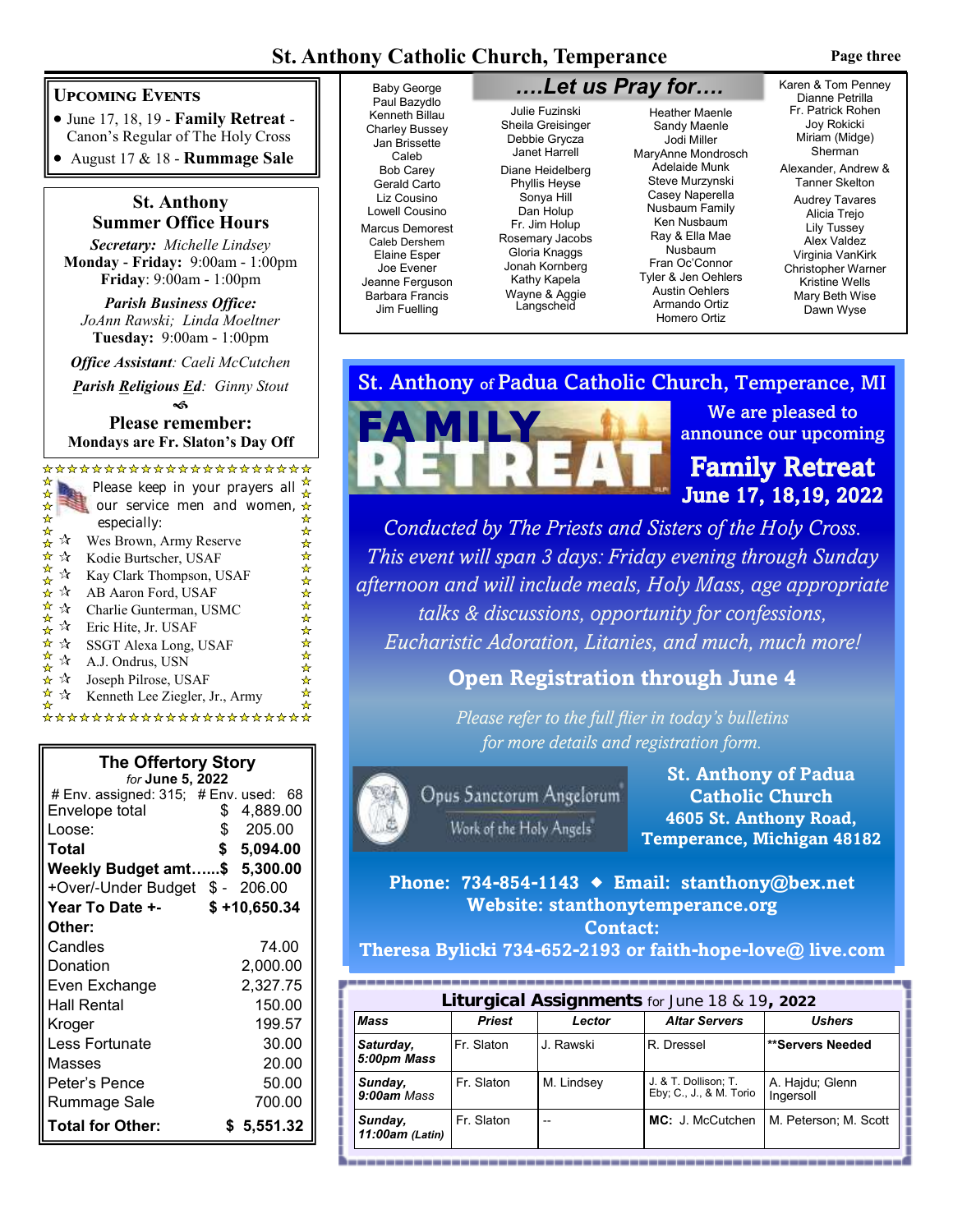## Upcoming Events

- June 17, 18, 19 - **Family Retreat** - Canon's Regular of The Holy Cross
- August 17 & 18 - **Rummage Sale**

## St. Anthony Summer Office Hours

***Secretary:*** *Michelle Lindsey*
**Monday - Friday:** 9:00am - 1:00pm
**Friday**: 9:00am - 1:00pm

***Parish Business Office:***
*JoAnn Rawski; Linda Moeltner*
**Tuesday:** 9:00am - 1:00pm

***Office Assistant****: Caeli McCutchen*

***Parish Religious Ed****: Ginny Stout*

**Please remember:**
**Mondays are Fr. Slaton's Day Off**

Please keep in your prayers all our service men and women, especially:

- Wes Brown, Army Reserve
- Kodie Burtscher, USAF
- Kay Clark Thompson, USAF
- AB Aaron Ford, USAF
- Charlie Gunterman, USMC
- Eric Hite, Jr. USAF
- SSGT Alexa Long, USAF
- A.J. Ondrus, USN
- Joseph Pilrose, USAF
- Kenneth Lee Ziegler, Jr., Army

## The Offertory Story

*for* **June 5, 2022**

| | |
|---|---|
| # Env. assigned: 315; | # Env. used: 68 |
| Envelope total | $ 4,889.00 |
| Loose: | $ 205.00 |
| **Total** | **$ 5,094.00** |
| **Weekly Budget amt......$** | **5,300.00** |
| +Over/-Under Budget | $ - 206.00 |
| **Year To Date +-** | **$ +10,650.34** |
| **Other:** | |
| Candles | 74.00 |
| Donation | 2,000.00 |
| Even Exchange | 2,327.75 |
| Hall Rental | 150.00 |
| Kroger | 199.57 |
| Less Fortunate | 30.00 |
| Masses | 20.00 |
| Peter's Pence | 50.00 |
| Rummage Sale | 700.00 |
| **Total for Other:** | **$ 5,551.32** |

## ....Let us Pray for....

Baby George
Paul Bazydlo
Kenneth Billau
Charley Bussey
Jan Brissette
Caleb
Bob Carey
Gerald Carto
Liz Cousino
Lowell Cousino
Marcus Demorest
Caleb Dershem
Elaine Esper
Joe Evener
Jeanne Ferguson
Barbara Francis
Jim Fuelling
Julie Fuzinski
Sheila Greisinger
Debbie Grycza
Janet Harrell
Diane Heidelberg
Phyllis Heyse
Sonya Hill
Dan Holup
Fr. Jim Holup
Rosemary Jacobs
Gloria Knaggs
Jonah Kornberg
Kathy Kapela
Wayne & Aggie Langscheid
Heather Maenle
Sandy Maenle
Jodi Miller
MaryAnne Mondrosch
Adelaide Munk
Steve Murzynski
Casey Naperella
Nusbaum Family
Ken Nusbaum
Ray & Ella Mae Nusbaum
Fran Oc'Connor
Tyler & Jen Oehlers
Austin Oehlers
Armando Ortiz
Homero Ortiz
Karen & Tom Penney
Dianne Petrilla
Fr. Patrick Rohen
Joy Rokicki
Miriam (Midge) Sherman
Alexander, Andrew & Tanner Skelton
Audrey Tavares
Alicia Trejo
Lily Tussey
Alex Valdez
Virginia VanKirk
Christopher Warner
Kristine Wells
Mary Beth Wise
Dawn Wyse

## St. Anthony of Padua Catholic Church, Temperance, MI

FAMILY RETREAT

We are pleased to announce our upcoming

**Family Retreat**
**June 17, 18,19, 2022**

*Conducted by The Priests and Sisters of the Holy Cross. This event will span 3 days: Friday evening through Sunday afternoon and will include meals, Holy Mass, age appropriate talks & discussions, opportunity for confessions, Eucharistic Adoration, Litanies, and much, much more!*

**Open Registration through June 4**

*Please refer to the full flier in today's bulletins for more details and registration form.*

Opus Sanctorum Angelorum
Work of the Holy Angels

**St. Anthony of Padua Catholic Church**
**4605 St. Anthony Road, Temperance, Michigan 48182**

**Phone: 734-854-1143 ◆ Email: stanthony@bex.net**
**Website: stanthonytemperance.org**
**Contact:**
**Theresa Bylicki 734-652-2193 or faith-hope-love@ live.com**

## Liturgical Assignments for June 18 & 19, 2022

| *Mass* | *Priest* | *Lector* | *Altar Servers* | *Ushers* |
|---|---|---|---|---|
| ***Saturday, 5:00pm Mass*** | Fr. Slaton | J. Rawski | R. Dressel | **\*\*Servers Needed** |
| ***Sunday, 9:00am*** *Mass* | Fr. Slaton | M. Lindsey | J. & T. Dollison; T. Eby; C., J., & M. Torio | A. Hajdu; Glenn Ingersoll |
| ***Sunday, 11:00am*** ***(Latin)*** | Fr. Slaton | -- | **MC:** J. McCutchen | M. Peterson; M. Scott |